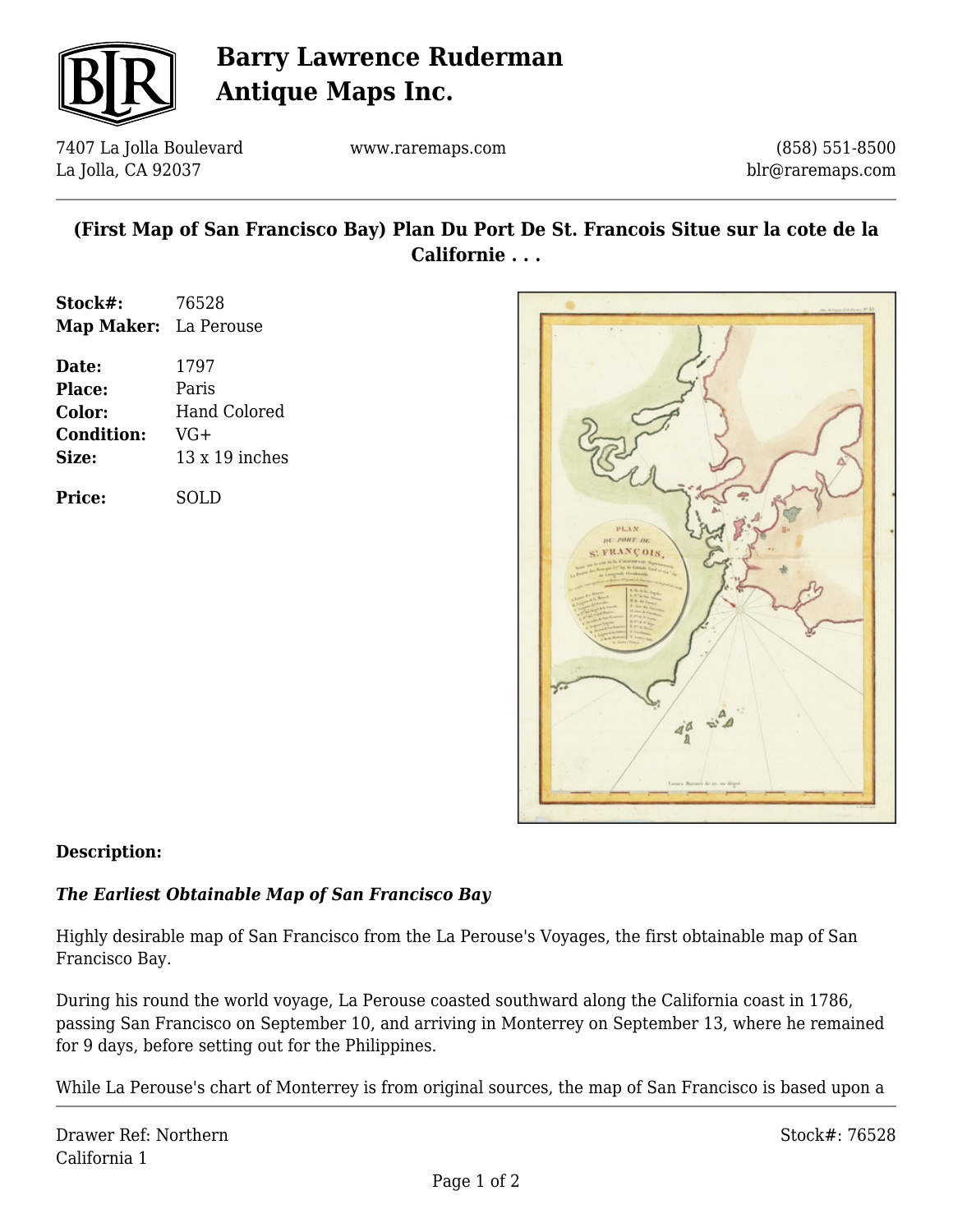# Barry Lawrence Ruderman Antique Maps Inc.

7407 La Jolla Boulevard
La Jolla, CA 92037

www.raremaps.com

(858) 551-8500
blr@raremaps.com

## (First Map of San Francisco Bay) Plan Du Port De St. Francois Situe sur la cote de la Californie . . .

**Stock#:** 76528
**Map Maker:** La Perouse

**Date:** 1797
**Place:** Paris
**Color:** Hand Colored
**Condition:** VG+
**Size:** 13 x 19 inches

**Price:** SOLD

**Description:**

***The Earliest Obtainable Map of San Francisco Bay***

Highly desirable map of San Francisco from the La Perouse's Voyages, the first obtainable map of San Francisco Bay.

During his round the world voyage, La Perouse coasted southward along the California coast in 1786, passing San Francisco on September 10, and arriving in Monterrey on September 13, where he remained for 9 days, before setting out for the Philippines.

While La Perouse's chart of Monterrey is from original sources, the map of San Francisco is based upon a

Drawer Ref: Northern California 1

Stock#: 76528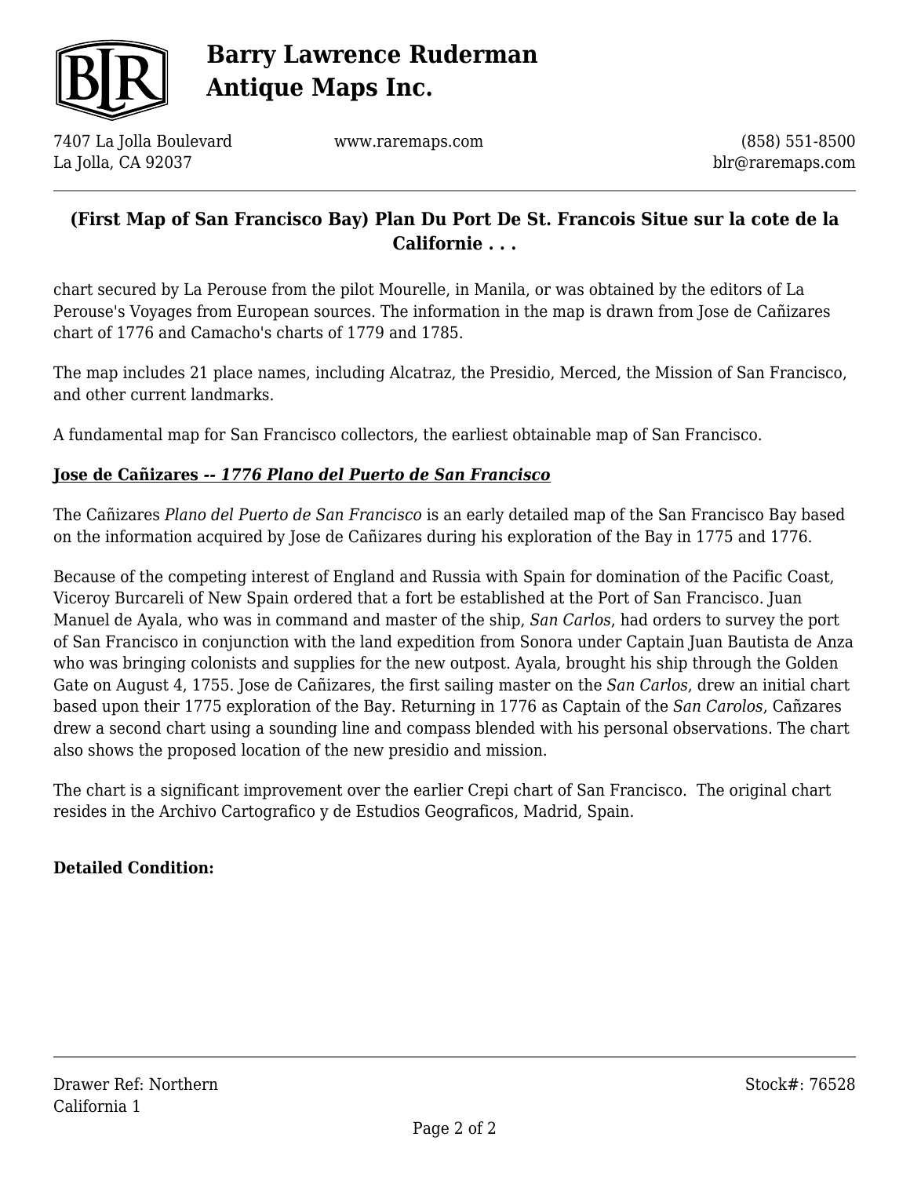chart secured by La Perouse from the pilot Mourelle, in Manila, or was obtained by the editors of La Perouse's Voyages from European sources. The information in the map is drawn from Jose de Cañizares chart of 1776 and Camacho's charts of 1779 and 1785.

The map includes 21 place names, including Alcatraz, the Presidio, Merced, the Mission of San Francisco, and other current landmarks.

A fundamental map for San Francisco collectors, the earliest obtainable map of San Francisco.

**Jose de Cañizares -- *1776 Plano del Puerto de San Francisco***

The Cañizares *Plano del Puerto de San Francisco* is an early detailed map of the San Francisco Bay based on the information acquired by Jose de Cañizares during his exploration of the Bay in 1775 and 1776.

Because of the competing interest of England and Russia with Spain for domination of the Pacific Coast, Viceroy Burcareli of New Spain ordered that a fort be established at the Port of San Francisco. Juan Manuel de Ayala, who was in command and master of the ship, *San Carlos*, had orders to survey the port of San Francisco in conjunction with the land expedition from Sonora under Captain Juan Bautista de Anza who was bringing colonists and supplies for the new outpost. Ayala, brought his ship through the Golden Gate on August 4, 1755. Jose de Cañizares, the first sailing master on the *San Carlos*, drew an initial chart based upon their 1775 exploration of the Bay. Returning in 1776 as Captain of the *San Carolos*, Cañzares drew a second chart using a sounding line and compass blended with his personal observations. The chart also shows the proposed location of the new presidio and mission.

The chart is a significant improvement over the earlier Crepi chart of San Francisco. The original chart resides in the Archivo Cartografico y de Estudios Geograficos, Madrid, Spain.

**Detailed Condition:**

Drawer Ref: Northern California 1

Stock#: 76528